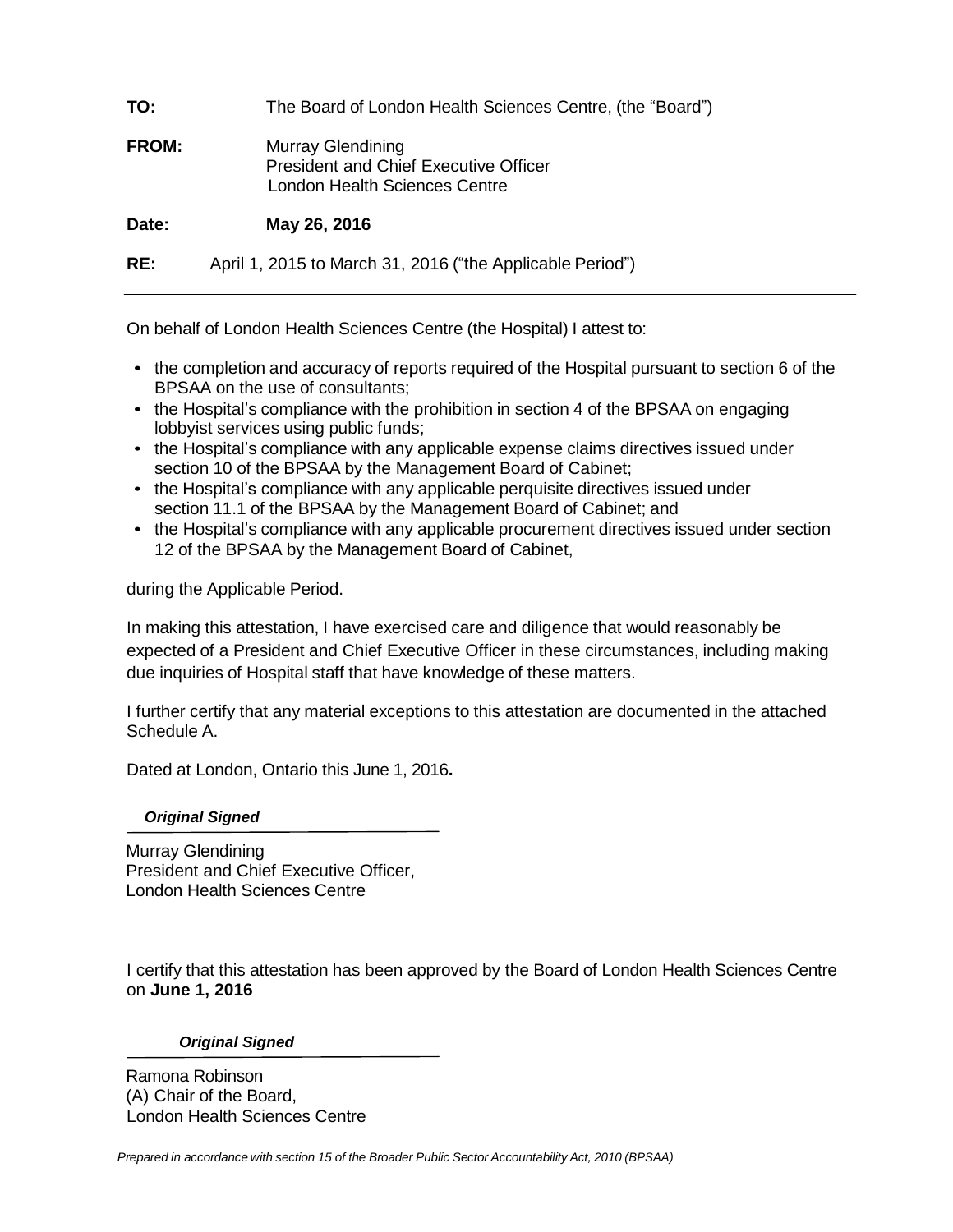**TO:** The Board of London Health Sciences Centre, (the "Board")

**FROM:** Murray Glendining
President and Chief Executive Officer
London Health Sciences Centre

**Date:** **May 26, 2016**

**RE:** April 1, 2015 to March 31, 2016 ("the Applicable Period")

---

On behalf of London Health Sciences Centre (the Hospital) I attest to:

- the completion and accuracy of reports required of the Hospital pursuant to section 6 of the BPSAA on the use of consultants;
- the Hospital's compliance with the prohibition in section 4 of the BPSAA on engaging lobbyist services using public funds;
- the Hospital's compliance with any applicable expense claims directives issued under section 10 of the BPSAA by the Management Board of Cabinet;
- the Hospital's compliance with any applicable perquisite directives issued under section 11.1 of the BPSAA by the Management Board of Cabinet; and
- the Hospital's compliance with any applicable procurement directives issued under section 12 of the BPSAA by the Management Board of Cabinet,

during the Applicable Period.

In making this attestation, I have exercised care and diligence that would reasonably be expected of a President and Chief Executive Officer in these circumstances, including making due inquiries of Hospital staff that have knowledge of these matters.

I further certify that any material exceptions to this attestation are documented in the attached Schedule A.

Dated at London, Ontario this June 1, 2016**.**

***Original Signed***

Murray Glendining
President and Chief Executive Officer,
London Health Sciences Centre

I certify that this attestation has been approved by the Board of London Health Sciences Centre on **June 1, 2016**

***Original Signed***

Ramona Robinson
(A) Chair of the Board,
London Health Sciences Centre

*Prepared in accordance with section 15 of the Broader Public Sector Accountability Act, 2010 (BPSAA)*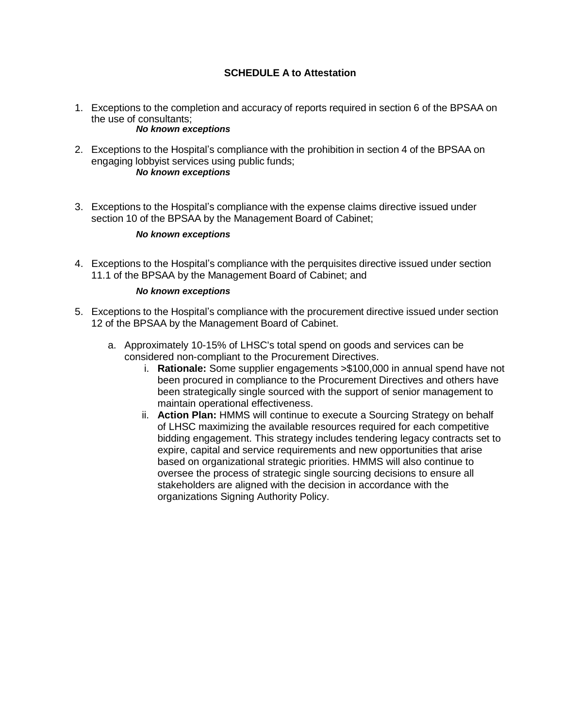### SCHEDULE A to Attestation

1. Exceptions to the completion and accuracy of reports required in section 6 of the BPSAA on the use of consultants;

   ***No known exceptions***

2. Exceptions to the Hospital's compliance with the prohibition in section 4 of the BPSAA on engaging lobbyist services using public funds;

   ***No known exceptions***

3. Exceptions to the Hospital's compliance with the expense claims directive issued under section 10 of the BPSAA by the Management Board of Cabinet;

   ***No known exceptions***

4. Exceptions to the Hospital's compliance with the perquisites directive issued under section 11.1 of the BPSAA by the Management Board of Cabinet; and

   ***No known exceptions***

5. Exceptions to the Hospital's compliance with the procurement directive issued under section 12 of the BPSAA by the Management Board of Cabinet.

   a. Approximately 10-15% of LHSC's total spend on goods and services can be considered non-compliant to the Procurement Directives.

      i. **Rationale:** Some supplier engagements >$100,000 in annual spend have not been procured in compliance to the Procurement Directives and others have been strategically single sourced with the support of senior management to maintain operational effectiveness.

      ii. **Action Plan:** HMMS will continue to execute a Sourcing Strategy on behalf of LHSC maximizing the available resources required for each competitive bidding engagement. This strategy includes tendering legacy contracts set to expire, capital and service requirements and new opportunities that arise based on organizational strategic priorities. HMMS will also continue to oversee the process of strategic single sourcing decisions to ensure all stakeholders are aligned with the decision in accordance with the organizations Signing Authority Policy.